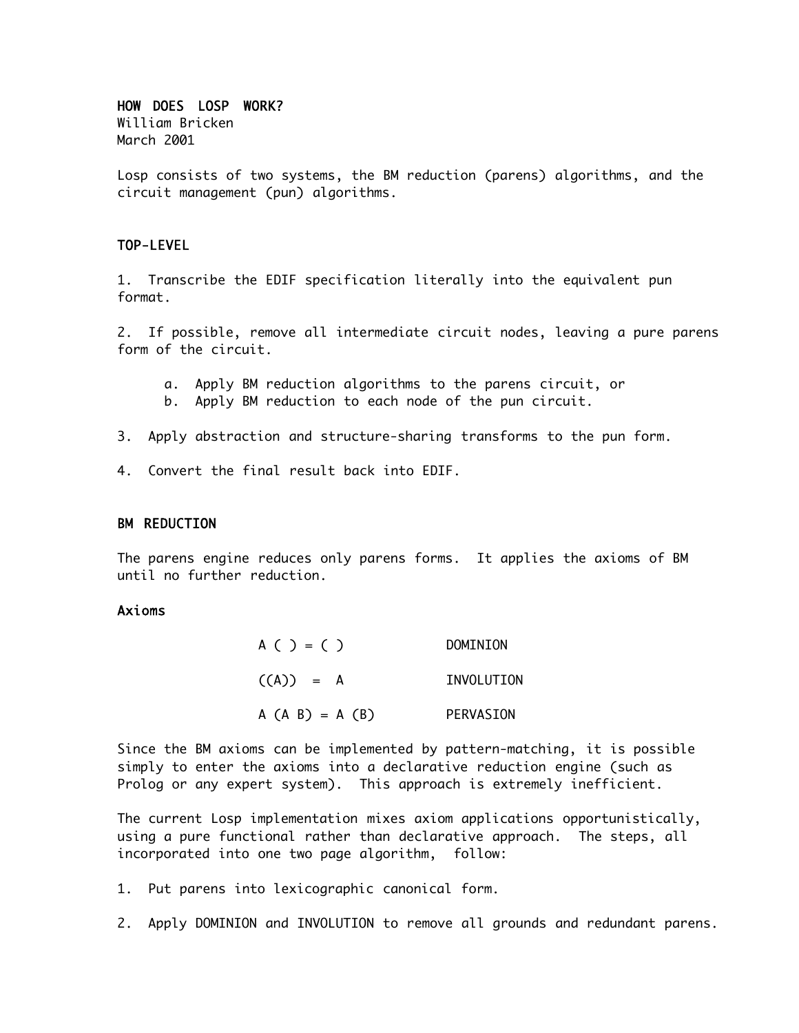# HOW DOES LOSP WORK?

William Bricken
March 2001

Losp consists of two systems, the BM reduction (parens) algorithms, and the circuit management (pun) algorithms.

## TOP-LEVEL

1. Transcribe the EDIF specification literally into the equivalent pun format.

2. If possible, remove all intermediate circuit nodes, leaving a pure parens form of the circuit.

   a. Apply BM reduction algorithms to the parens circuit, or
   b. Apply BM reduction to each node of the pun circuit.

3. Apply abstraction and structure-sharing transforms to the pun form.

4. Convert the final result back into EDIF.

## BM REDUCTION

The parens engine reduces only parens forms. It applies the axioms of BM until no further reduction.

### Axioms

```
A ( ) = ( )           DOMINION

((A))  =  A           INVOLUTION

A (A B) = A (B)       PERVASION
```

Since the BM axioms can be implemented by pattern-matching, it is possible simply to enter the axioms into a declarative reduction engine (such as Prolog or any expert system). This approach is extremely inefficient.

The current Losp implementation mixes axiom applications opportunistically, using a pure functional rather than declarative approach. The steps, all incorporated into one two page algorithm, follow:

1. Put parens into lexicographic canonical form.

2. Apply DOMINION and INVOLUTION to remove all grounds and redundant parens.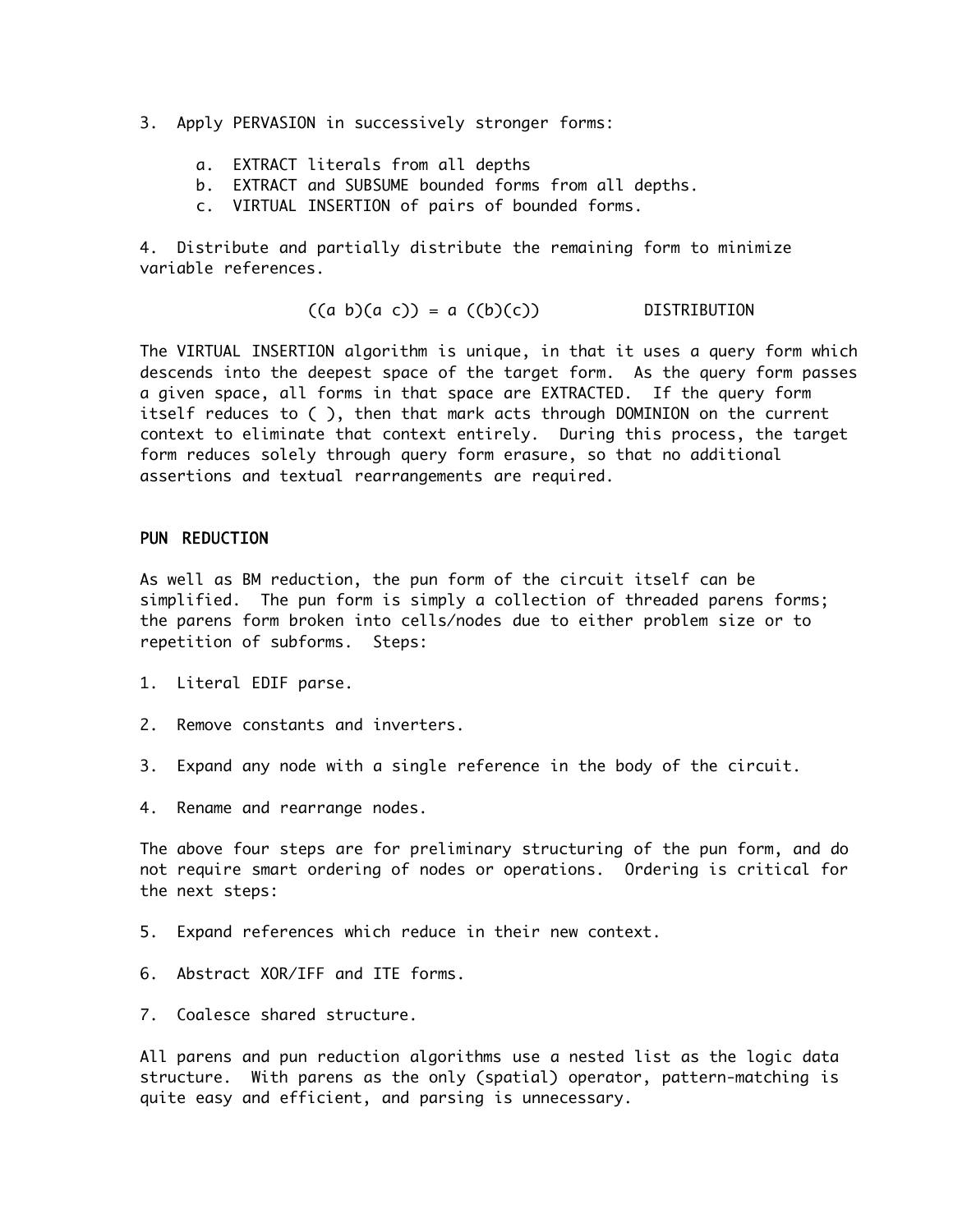3. Apply PERVASION in successively stronger forms:

   a. EXTRACT literals from all depths
   b. EXTRACT and SUBSUME bounded forms from all depths.
   c. VIRTUAL INSERTION of pairs of bounded forms.

4. Distribute and partially distribute the remaining form to minimize variable references.

((a b)(a c)) = a ((b)(c))          DISTRIBUTION

The VIRTUAL INSERTION algorithm is unique, in that it uses a query form which descends into the deepest space of the target form. As the query form passes a given space, all forms in that space are EXTRACTED. If the query form itself reduces to ( ), then that mark acts through DOMINION on the current context to eliminate that context entirely. During this process, the target form reduces solely through query form erasure, so that no additional assertions and textual rearrangements are required.

## PUN REDUCTION

As well as BM reduction, the pun form of the circuit itself can be simplified. The pun form is simply a collection of threaded parens forms; the parens form broken into cells/nodes due to either problem size or to repetition of subforms. Steps:

1. Literal EDIF parse.

2. Remove constants and inverters.

3. Expand any node with a single reference in the body of the circuit.

4. Rename and rearrange nodes.

The above four steps are for preliminary structuring of the pun form, and do not require smart ordering of nodes or operations. Ordering is critical for the next steps:

5. Expand references which reduce in their new context.

6. Abstract XOR/IFF and ITE forms.

7. Coalesce shared structure.

All parens and pun reduction algorithms use a nested list as the logic data structure. With parens as the only (spatial) operator, pattern-matching is quite easy and efficient, and parsing is unnecessary.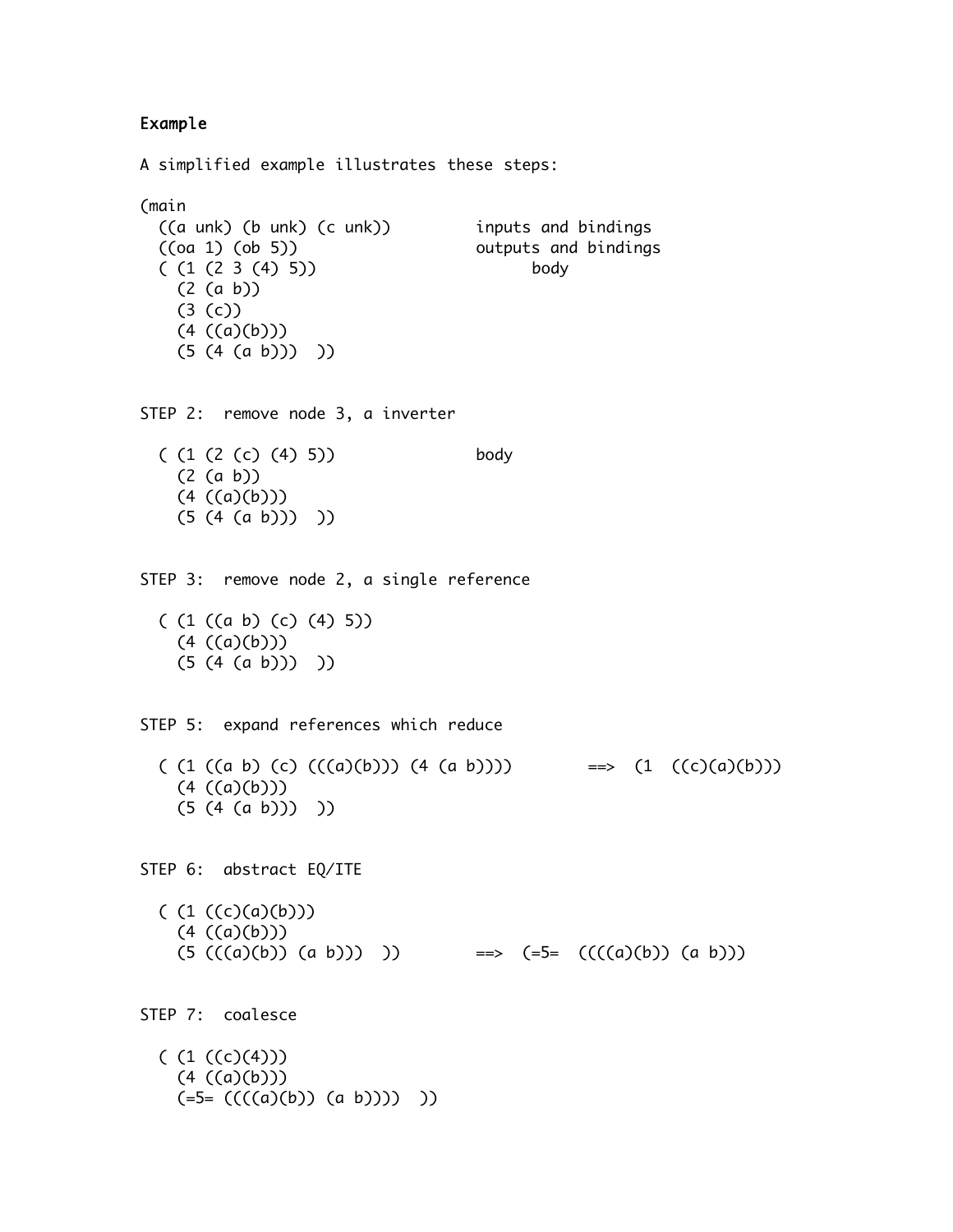### Example

A simplified example illustrates these steps:

```
(main
  ((a unk) (b unk) (c unk))         inputs and bindings
  ((oa 1) (ob 5))                   outputs and bindings
  ( (1 (2 3 (4) 5))                       body
    (2 (a b))
    (3 (c))
    (4 ((a)(b)))
    (5 (4 (a b)))  ))


STEP 2:  remove node 3, a inverter

  ( (1 (2 (c) (4) 5))               body
    (2 (a b))
    (4 ((a)(b)))
    (5 (4 (a b)))  ))


STEP 3:  remove node 2, a single reference

  ( (1 ((a b) (c) (4) 5))
    (4 ((a)(b)))
    (5 (4 (a b)))  ))


STEP 5:  expand references which reduce

  ( (1 ((a b) (c) (((a)(b))) (4 (a b))))        ==>  (1  ((c)(a)(b)))
    (4 ((a)(b)))
    (5 (4 (a b)))  ))


STEP 6:  abstract EQ/ITE

  ( (1 ((c)(a)(b)))
    (4 ((a)(b)))
    (5 (((a)(b)) (a b)))  ))        ==>  (=5=  ((((a)(b)) (a b)))


STEP 7:  coalesce

  ( (1 ((c)(4)))
    (4 ((a)(b)))
    (=5= ((((a)(b)) (a b))))  ))
```